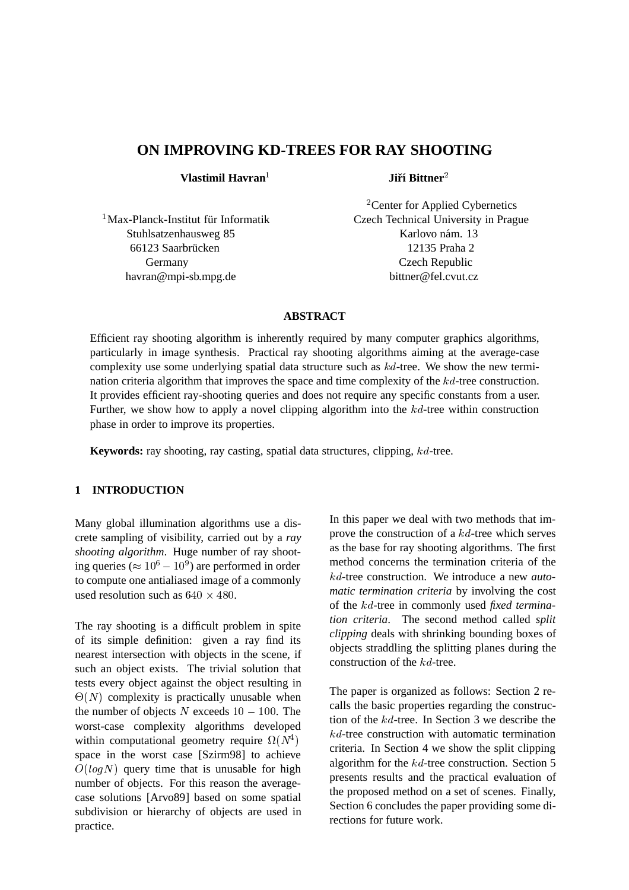# ON IMPROVING KD-TREES FOR RAY SHOOTING

**Vlastimil Havran**[1]

[1]Max-Planck-Institut für Informatik
Stuhlsatzenhausweg 85
66123 Saarbrücken
Germany
havran@mpi-sb.mpg.de

**Jiří Bittner**[2]

[2]Center for Applied Cybernetics
Czech Technical University in Prague
Karlovo nám. 13
12135 Praha 2
Czech Republic
bittner@fel.cvut.cz

### ABSTRACT

Efficient ray shooting algorithm is inherently required by many computer graphics algorithms, particularly in image synthesis. Practical ray shooting algorithms aiming at the average-case complexity use some underlying spatial data structure such as $kd$-tree. We show the new termination criteria algorithm that improves the space and time complexity of the $kd$-tree construction. It provides efficient ray-shooting queries and does not require any specific constants from a user. Further, we show how to apply a novel clipping algorithm into the $kd$-tree within construction phase in order to improve its properties.

**Keywords:** ray shooting, ray casting, spatial data structures, clipping, $kd$-tree.

## 1 INTRODUCTION

Many global illumination algorithms use a discrete sampling of visibility, carried out by a *ray shooting algorithm*. Huge number of ray shooting queries ($\approx 10^6 - 10^9$) are performed in order to compute one antialiased image of a commonly used resolution such as $640 \times 480$.

The ray shooting is a difficult problem in spite of its simple definition: given a ray find its nearest intersection with objects in the scene, if such an object exists. The trivial solution that tests every object against the object resulting in $\Theta(N)$ complexity is practically unusable when the number of objects $N$ exceeds $10 - 100$. The worst-case complexity algorithms developed within computational geometry require $\Omega(N^4)$ space in the worst case [Szirm98] to achieve $O(log N)$ query time that is unusable for high number of objects. For this reason the average-case solutions [Arvo89] based on some spatial subdivision or hierarchy of objects are used in practice.

In this paper we deal with two methods that improve the construction of a $kd$-tree which serves as the base for ray shooting algorithms. The first method concerns the termination criteria of the $kd$-tree construction. We introduce a new *automatic termination criteria* by involving the cost of the $kd$-tree in commonly used *fixed termination criteria*. The second method called *split clipping* deals with shrinking bounding boxes of objects straddling the splitting planes during the construction of the $kd$-tree.

The paper is organized as follows: Section 2 recalls the basic properties regarding the construction of the $kd$-tree. In Section 3 we describe the $kd$-tree construction with automatic termination criteria. In Section 4 we show the split clipping algorithm for the $kd$-tree construction. Section 5 presents results and the practical evaluation of the proposed method on a set of scenes. Finally, Section 6 concludes the paper providing some directions for future work.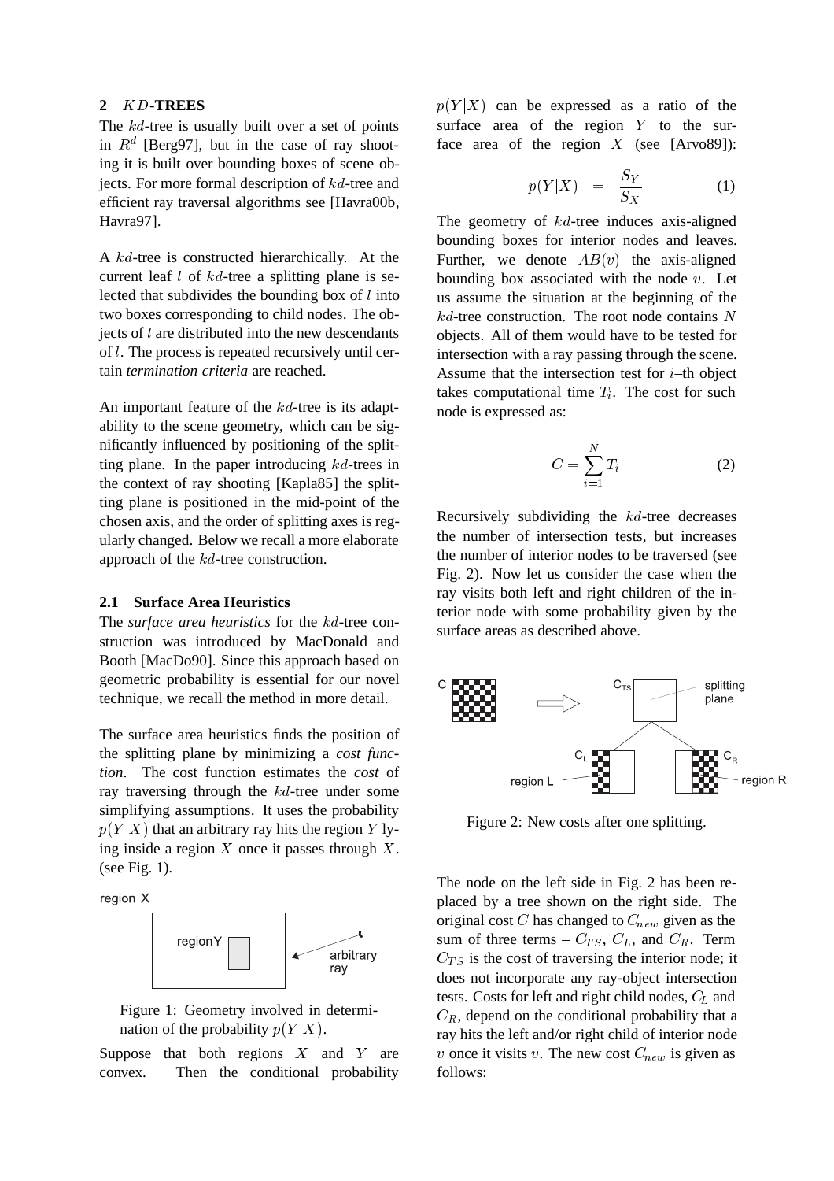## 2 *KD*-TREES

The $kd$-tree is usually built over a set of points in $R^d$ [Berg97], but in the case of ray shooting it is built over bounding boxes of scene objects. For more formal description of $kd$-tree and efficient ray traversal algorithms see [Havra00b, Havra97].

A $kd$-tree is constructed hierarchically. At the current leaf $l$ of $kd$-tree a splitting plane is selected that subdivides the bounding box of $l$ into two boxes corresponding to child nodes. The objects of $l$ are distributed into the new descendants of $l$. The process is repeated recursively until certain *termination criteria* are reached.

An important feature of the $kd$-tree is its adaptability to the scene geometry, which can be significantly influenced by positioning of the splitting plane. In the paper introducing $kd$-trees in the context of ray shooting [Kapla85] the splitting plane is positioned in the mid-point of the chosen axis, and the order of splitting axes is regularly changed. Below we recall a more elaborate approach of the $kd$-tree construction.

### 2.1 Surface Area Heuristics

The *surface area heuristics* for the $kd$-tree construction was introduced by MacDonald and Booth [MacDo90]. Since this approach based on geometric probability is essential for our novel technique, we recall the method in more detail.

The surface area heuristics finds the position of the splitting plane by minimizing a *cost function*. The cost function estimates the *cost* of ray traversing through the $kd$-tree under some simplifying assumptions. It uses the probability $p(Y|X)$ that an arbitrary ray hits the region $Y$ lying inside a region $X$ once it passes through $X$. (see Fig. 1).

Figure 1: Geometry involved in determination of the probability $p(Y|X)$.

Suppose that both regions $X$ and $Y$ are convex. Then the conditional probability $p(Y|X)$ can be expressed as a ratio of the surface area of the region $Y$ to the surface area of the region $X$ (see [Arvo89]):

$$p(Y|X) = \frac{S_Y}{S_X} \qquad (1)$$

The geometry of $kd$-tree induces axis-aligned bounding boxes for interior nodes and leaves. Further, we denote $AB(v)$ the axis-aligned bounding box associated with the node $v$. Let us assume the situation at the beginning of the $kd$-tree construction. The root node contains $N$ objects. All of them would have to be tested for intersection with a ray passing through the scene. Assume that the intersection test for $i$–th object takes computational time $T_i$. The cost for such node is expressed as:

$$C = \sum_{i=1}^{N} T_i \qquad (2)$$

Recursively subdividing the $kd$-tree decreases the number of intersection tests, but increases the number of interior nodes to be traversed (see Fig. 2). Now let us consider the case when the ray visits both left and right children of the interior node with some probability given by the surface areas as described above.

Figure 2: New costs after one splitting.

The node on the left side in Fig. 2 has been replaced by a tree shown on the right side. The original cost $C$ has changed to $C_{new}$ given as the sum of three terms – $C_{TS}$, $C_L$, and $C_R$. Term $C_{TS}$ is the cost of traversing the interior node; it does not incorporate any ray-object intersection tests. Costs for left and right child nodes, $C_L$ and $C_R$, depend on the conditional probability that a ray hits the left and/or right child of interior node $v$ once it visits $v$. The new cost $C_{new}$ is given as follows: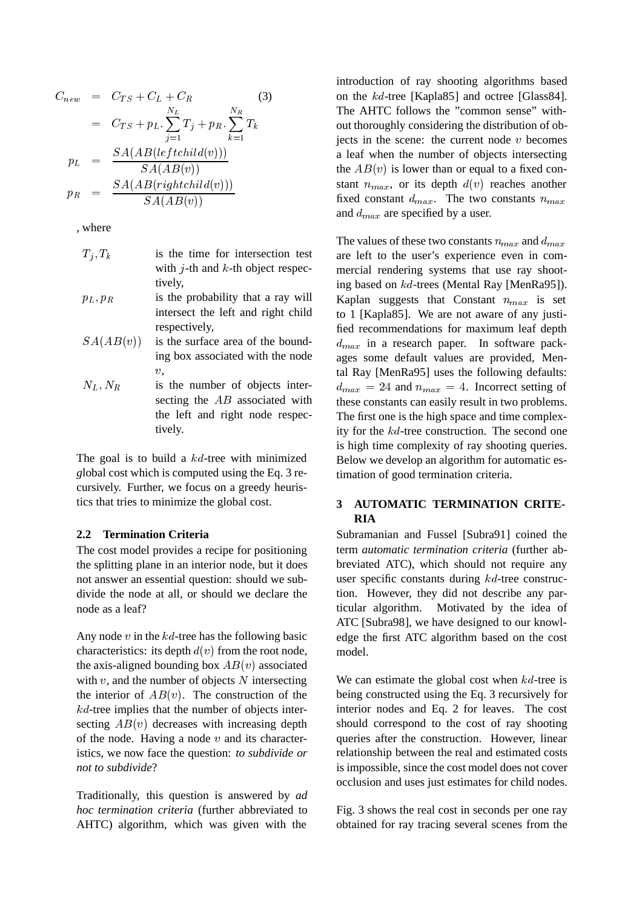$$
\begin{aligned}
C_{new} &= C_{TS} + C_L + C_R \qquad (3)\\
&= C_{TS} + p_L . \sum_{j=1}^{N_L} T_j + p_R . \sum_{k=1}^{N_R} T_k\\
p_L &= \frac{SA(AB(leftchild(v)))}{SA(AB(v))}\\
p_R &= \frac{SA(AB(rightchild(v)))}{SA(AB(v))}
\end{aligned}
$$

, where

- $T_j, T_k$ is the time for intersection test with $j$-th and $k$-th object respectively,
- $p_L, p_R$ is the probability that a ray will intersect the left and right child respectively,
- $SA(AB(v))$ is the surface area of the bounding box associated with the node $v$,
- $N_L, N_R$ is the number of objects intersecting the $AB$ associated with the left and right node respectively.

The goal is to build a $kd$-tree with minimized global cost which is computed using the Eq. 3 recursively. Further, we focus on a greedy heuristics that tries to minimize the global cost.

### 2.2 Termination Criteria

The cost model provides a recipe for positioning the splitting plane in an interior node, but it does not answer an essential question: should we subdivide the node at all, or should we declare the node as a leaf?

Any node $v$ in the $kd$-tree has the following basic characteristics: its depth $d(v)$ from the root node, the axis-aligned bounding box $AB(v)$ associated with $v$, and the number of objects $N$ intersecting the interior of $AB(v)$. The construction of the $kd$-tree implies that the number of objects intersecting $AB(v)$ decreases with increasing depth of the node. Having a node $v$ and its characteristics, we now face the question: *to subdivide or not to subdivide*?

Traditionally, this question is answered by *ad hoc termination criteria* (further abbreviated to AHTC) algorithm, which was given with the introduction of ray shooting algorithms based on the $kd$-tree [Kapla85] and octree [Glass84]. The AHTC follows the "common sense" without thoroughly considering the distribution of objects in the scene: the current node $v$ becomes a leaf when the number of objects intersecting the $AB(v)$ is lower than or equal to a fixed constant $n_{max}$, or its depth $d(v)$ reaches another fixed constant $d_{max}$. The two constants $n_{max}$ and $d_{max}$ are specified by a user.

The values of these two constants $n_{max}$ and $d_{max}$ are left to the user's experience even in commercial rendering systems that use ray shooting based on $kd$-trees (Mental Ray [MenRa95]). Kaplan suggests that Constant $n_{max}$ is set to 1 [Kapla85]. We are not aware of any justified recommendations for maximum leaf depth $d_{max}$ in a research paper. In software packages some default values are provided, Mental Ray [MenRa95] uses the following defaults: $d_{max} = 24$ and $n_{max} = 4$. Incorrect setting of these constants can easily result in two problems. The first one is the high space and time complexity for the $kd$-tree construction. The second one is high time complexity of ray shooting queries. Below we develop an algorithm for automatic estimation of good termination criteria.

## 3 AUTOMATIC TERMINATION CRITERIA

Subramanian and Fussel [Subra91] coined the term *automatic termination criteria* (further abbreviated ATC), which should not require any user specific constants during $kd$-tree construction. However, they did not describe any particular algorithm. Motivated by the idea of ATC [Subra98], we have designed to our knowledge the first ATC algorithm based on the cost model.

We can estimate the global cost when $kd$-tree is being constructed using the Eq. 3 recursively for interior nodes and Eq. 2 for leaves. The cost should correspond to the cost of ray shooting queries after the construction. However, linear relationship between the real and estimated costs is impossible, since the cost model does not cover occlusion and uses just estimates for child nodes.

Fig. 3 shows the real cost in seconds per one ray obtained for ray tracing several scenes from the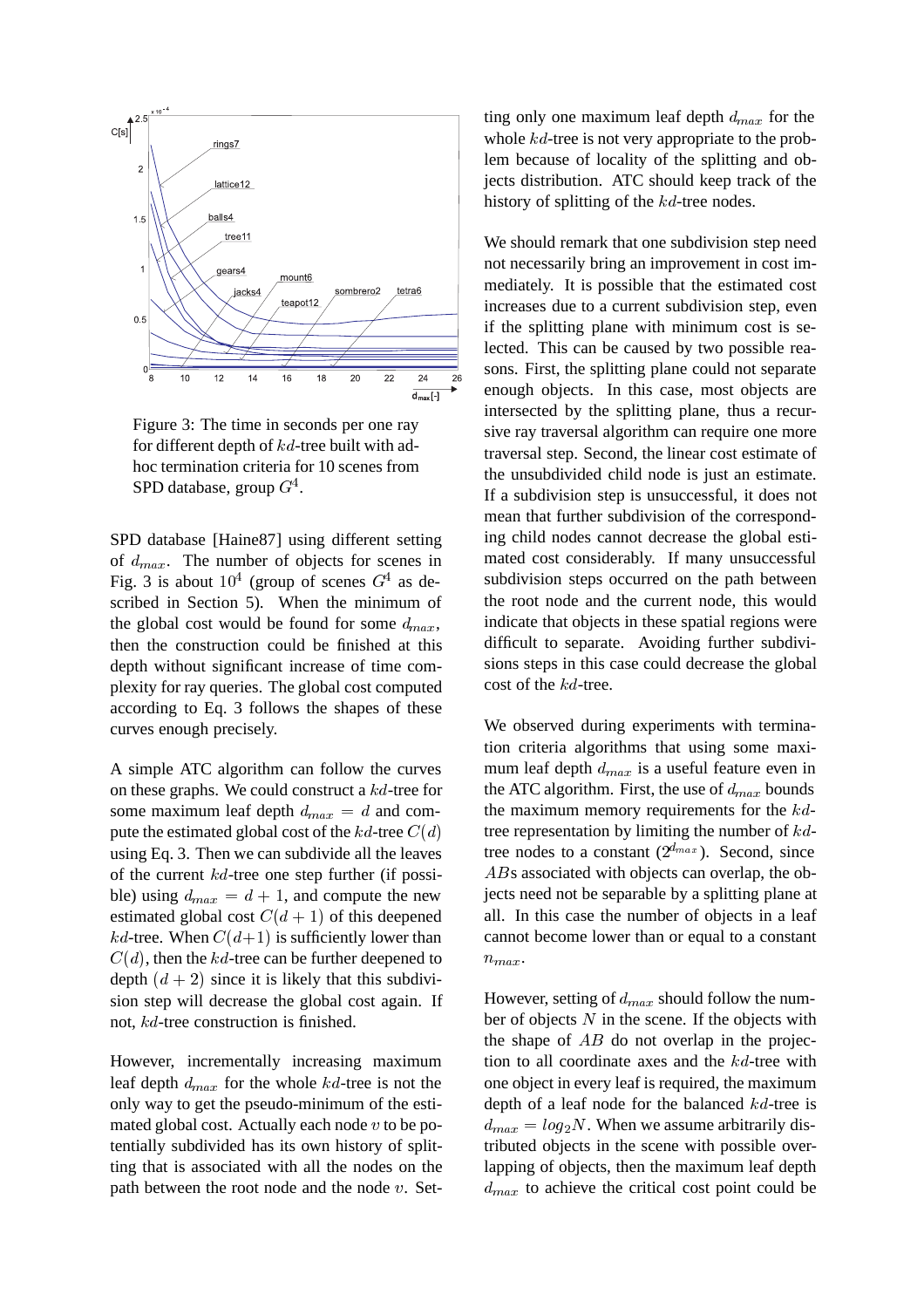Figure 3: The time in seconds per one ray for different depth of $kd$-tree built with ad-hoc termination criteria for 10 scenes from SPD database, group $G^4$.

SPD database [Haine87] using different setting of $d_{max}$. The number of objects for scenes in Fig. 3 is about $10^4$ (group of scenes $G^4$ as described in Section 5). When the minimum of the global cost would be found for some $d_{max}$, then the construction could be finished at this depth without significant increase of time complexity for ray queries. The global cost computed according to Eq. 3 follows the shapes of these curves enough precisely.

A simple ATC algorithm can follow the curves on these graphs. We could construct a $kd$-tree for some maximum leaf depth $d_{max} = d$ and compute the estimated global cost of the $kd$-tree $C(d)$ using Eq. 3. Then we can subdivide all the leaves of the current $kd$-tree one step further (if possible) using $d_{max} = d + 1$, and compute the new estimated global cost $C(d + 1)$ of this deepened $kd$-tree. When $C(d+1)$ is sufficiently lower than $C(d)$, then the $kd$-tree can be further deepened to depth $(d + 2)$ since it is likely that this subdivision step will decrease the global cost again. If not, $kd$-tree construction is finished.

However, incrementally increasing maximum leaf depth $d_{max}$ for the whole $kd$-tree is not the only way to get the pseudo-minimum of the estimated global cost. Actually each node $v$ to be potentially subdivided has its own history of splitting that is associated with all the nodes on the path between the root node and the node $v$. Setting only one maximum leaf depth $d_{max}$ for the whole $kd$-tree is not very appropriate to the problem because of locality of the splitting and objects distribution. ATC should keep track of the history of splitting of the $kd$-tree nodes.

We should remark that one subdivision step need not necessarily bring an improvement in cost immediately. It is possible that the estimated cost increases due to a current subdivision step, even if the splitting plane with minimum cost is selected. This can be caused by two possible reasons. First, the splitting plane could not separate enough objects. In this case, most objects are intersected by the splitting plane, thus a recursive ray traversal algorithm can require one more traversal step. Second, the linear cost estimate of the unsubdivided child node is just an estimate. If a subdivision step is unsuccessful, it does not mean that further subdivision of the corresponding child nodes cannot decrease the global estimated cost considerably. If many unsuccessful subdivision steps occurred on the path between the root node and the current node, this would indicate that objects in these spatial regions were difficult to separate. Avoiding further subdivisions steps in this case could decrease the global cost of the $kd$-tree.

We observed during experiments with termination criteria algorithms that using some maximum leaf depth $d_{max}$ is a useful feature even in the ATC algorithm. First, the use of $d_{max}$ bounds the maximum memory requirements for the $kd$-tree representation by limiting the number of $kd$-tree nodes to a constant ($2^{d_{max}}$). Second, since $AB$s associated with objects can overlap, the objects need not be separable by a splitting plane at all. In this case the number of objects in a leaf cannot become lower than or equal to a constant $n_{max}$.

However, setting of $d_{max}$ should follow the number of objects $N$ in the scene. If the objects with the shape of $AB$ do not overlap in the projection to all coordinate axes and the $kd$-tree with one object in every leaf is required, the maximum depth of a leaf node for the balanced $kd$-tree is $d_{max} = log_2 N$. When we assume arbitrarily distributed objects in the scene with possible overlapping of objects, then the maximum leaf depth $d_{max}$ to achieve the critical cost point could be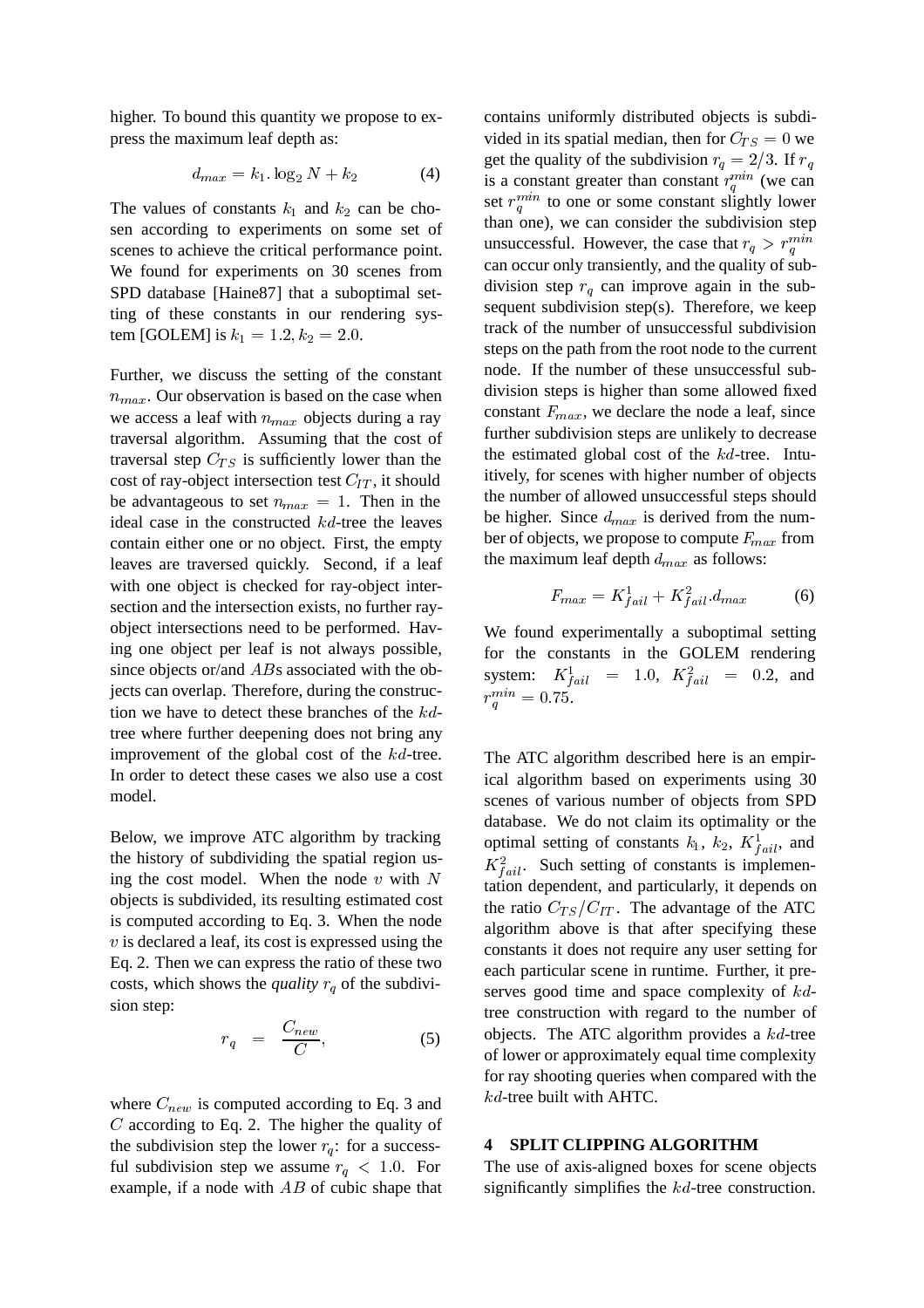higher. To bound this quantity we propose to express the maximum leaf depth as:

$$d_{max} = k_1 . \log_2 N + k_2 \tag{4}$$

The values of constants $k_1$ and $k_2$ can be chosen according to experiments on some set of scenes to achieve the critical performance point. We found for experiments on 30 scenes from SPD database [Haine87] that a suboptimal setting of these constants in our rendering system [GOLEM] is $k_1 = 1.2, k_2 = 2.0$.

Further, we discuss the setting of the constant $n_{max}$. Our observation is based on the case when we access a leaf with $n_{max}$ objects during a ray traversal algorithm. Assuming that the cost of traversal step $C_{TS}$ is sufficiently lower than the cost of ray-object intersection test $C_{IT}$, it should be advantageous to set $n_{max} = 1$. Then in the ideal case in the constructed $kd$-tree the leaves contain either one or no object. First, the empty leaves are traversed quickly. Second, if a leaf with one object is checked for ray-object intersection and the intersection exists, no further ray-object intersections need to be performed. Having one object per leaf is not always possible, since objects or/and $AB$s associated with the objects can overlap. Therefore, during the construction we have to detect these branches of the $kd$-tree where further deepening does not bring any improvement of the global cost of the $kd$-tree. In order to detect these cases we also use a cost model.

Below, we improve ATC algorithm by tracking the history of subdividing the spatial region using the cost model. When the node $v$ with $N$ objects is subdivided, its resulting estimated cost is computed according to Eq. 3. When the node $v$ is declared a leaf, its cost is expressed using the Eq. 2. Then we can express the ratio of these two costs, which shows the *quality* $r_q$ of the subdivision step:

$$r_q = \frac{C_{new}}{C}, \tag{5}$$

where $C_{new}$ is computed according to Eq. 3 and $C$ according to Eq. 2. The higher the quality of the subdivision step the lower $r_q$: for a successful subdivision step we assume $r_q < 1.0$. For example, if a node with $AB$ of cubic shape that contains uniformly distributed objects is subdivided in its spatial median, then for $C_{TS} = 0$ we get the quality of the subdivision $r_q = 2/3$. If $r_q$ is a constant greater than constant $r_q^{min}$ (we can set $r_q^{min}$ to one or some constant slightly lower than one), we can consider the subdivision step unsuccessful. However, the case that $r_q > r_q^{min}$ can occur only transiently, and the quality of subdivision step $r_q$ can improve again in the subsequent subdivision step(s). Therefore, we keep track of the number of unsuccessful subdivision steps on the path from the root node to the current node. If the number of these unsuccessful subdivision steps is higher than some allowed fixed constant $F_{max}$, we declare the node a leaf, since further subdivision steps are unlikely to decrease the estimated global cost of the $kd$-tree. Intuitively, for scenes with higher number of objects the number of allowed unsuccessful steps should be higher. Since $d_{max}$ is derived from the number of objects, we propose to compute $F_{max}$ from the maximum leaf depth $d_{max}$ as follows:

$$F_{max} = K^1_{fail} + K^2_{fail} . d_{max} \tag{6}$$

We found experimentally a suboptimal setting for the constants in the GOLEM rendering system: $K^1_{fail} = 1.0$, $K^2_{fail} = 0.2$, and $r_q^{min} = 0.75$.

The ATC algorithm described here is an empirical algorithm based on experiments using 30 scenes of various number of objects from SPD database. We do not claim its optimality or the optimal setting of constants $k_1$, $k_2$, $K^1_{fail}$, and $K^2_{fail}$. Such setting of constants is implementation dependent, and particularly, it depends on the ratio $C_{TS}/C_{IT}$. The advantage of the ATC algorithm above is that after specifying these constants it does not require any user setting for each particular scene in runtime. Further, it preserves good time and space complexity of $kd$-tree construction with regard to the number of objects. The ATC algorithm provides a $kd$-tree of lower or approximately equal time complexity for ray shooting queries when compared with the $kd$-tree built with AHTC.

## 4 SPLIT CLIPPING ALGORITHM

The use of axis-aligned boxes for scene objects significantly simplifies the $kd$-tree construction.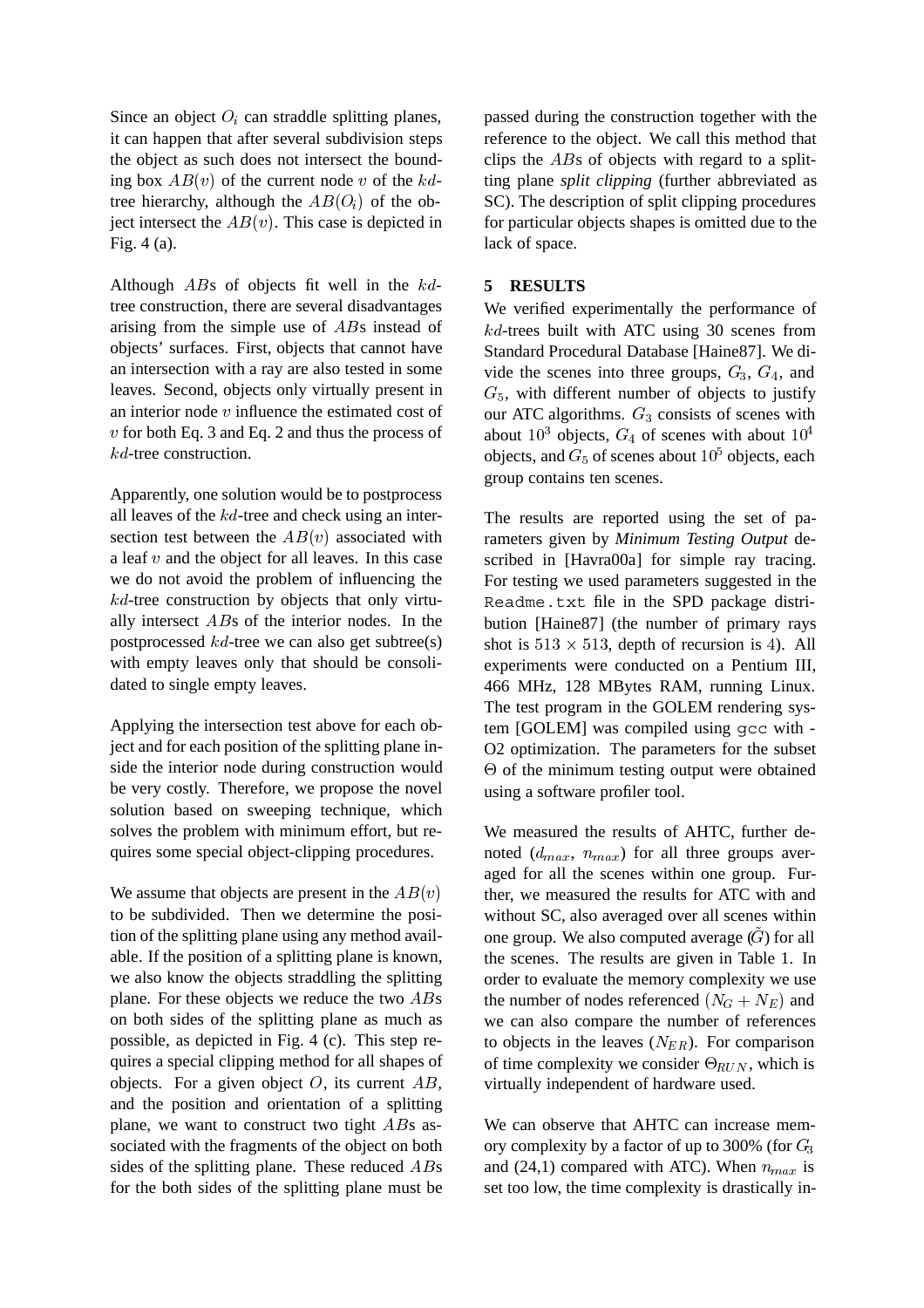Since an object $O_i$ can straddle splitting planes, it can happen that after several subdivision steps the object as such does not intersect the bounding box $AB(v)$ of the current node $v$ of the $kd$-tree hierarchy, although the $AB(O_i)$ of the object intersect the $AB(v)$. This case is depicted in Fig. 4 (a).

Although $AB$s of objects fit well in the $kd$-tree construction, there are several disadvantages arising from the simple use of $AB$s instead of objects' surfaces. First, objects that cannot have an intersection with a ray are also tested in some leaves. Second, objects only virtually present in an interior node $v$ influence the estimated cost of $v$ for both Eq. 3 and Eq. 2 and thus the process of $kd$-tree construction.

Apparently, one solution would be to postprocess all leaves of the $kd$-tree and check using an intersection test between the $AB(v)$ associated with a leaf $v$ and the object for all leaves. In this case we do not avoid the problem of influencing the $kd$-tree construction by objects that only virtually intersect $AB$s of the interior nodes. In the postprocessed $kd$-tree we can also get subtree(s) with empty leaves only that should be consolidated to single empty leaves.

Applying the intersection test above for each object and for each position of the splitting plane inside the interior node during construction would be very costly. Therefore, we propose the novel solution based on sweeping technique, which solves the problem with minimum effort, but requires some special object-clipping procedures.

We assume that objects are present in the $AB(v)$ to be subdivided. Then we determine the position of the splitting plane using any method available. If the position of a splitting plane is known, we also know the objects straddling the splitting plane. For these objects we reduce the two $AB$s on both sides of the splitting plane as much as possible, as depicted in Fig. 4 (c). This step requires a special clipping method for all shapes of objects. For a given object $O$, its current $AB$, and the position and orientation of a splitting plane, we want to construct two tight $AB$s associated with the fragments of the object on both sides of the splitting plane. These reduced $AB$s for the both sides of the splitting plane must be passed during the construction together with the reference to the object. We call this method that clips the $AB$s of objects with regard to a splitting plane *split clipping* (further abbreviated as SC). The description of split clipping procedures for particular objects shapes is omitted due to the lack of space.

## 5 RESULTS

We verified experimentally the performance of $kd$-trees built with ATC using 30 scenes from Standard Procedural Database [Haine87]. We divide the scenes into three groups, $G_3$, $G_4$, and $G_5$, with different number of objects to justify our ATC algorithms. $G_3$ consists of scenes with about $10^3$ objects, $G_4$ of scenes with about $10^4$ objects, and $G_5$ of scenes about $10^5$ objects, each group contains ten scenes.

The results are reported using the set of parameters given by *Minimum Testing Output* described in [Havra00a] for simple ray tracing. For testing we used parameters suggested in the `Readme.txt` file in the SPD package distribution [Haine87] (the number of primary rays shot is $513 \times 513$, depth of recursion is 4). All experiments were conducted on a Pentium III, 466 MHz, 128 MBytes RAM, running Linux. The test program in the GOLEM rendering system [GOLEM] was compiled using `gcc` with -O2 optimization. The parameters for the subset $\Theta$ of the minimum testing output were obtained using a software profiler tool.

We measured the results of AHTC, further denoted ($d_{max}$, $n_{max}$) for all three groups averaged for all the scenes within one group. Further, we measured the results for ATC with and without SC, also averaged over all scenes within one group. We also computed average ($\tilde{G}$) for all the scenes. The results are given in Table 1. In order to evaluate the memory complexity we use the number of nodes referenced ($N_G + N_E$) and we can also compare the number of references to objects in the leaves ($N_{ER}$). For comparison of time complexity we consider $\Theta_{RUN}$, which is virtually independent of hardware used.

We can observe that AHTC can increase memory complexity by a factor of up to 300% (for $G_3$ and (24,1) compared with ATC). When $n_{max}$ is set too low, the time complexity is drastically in-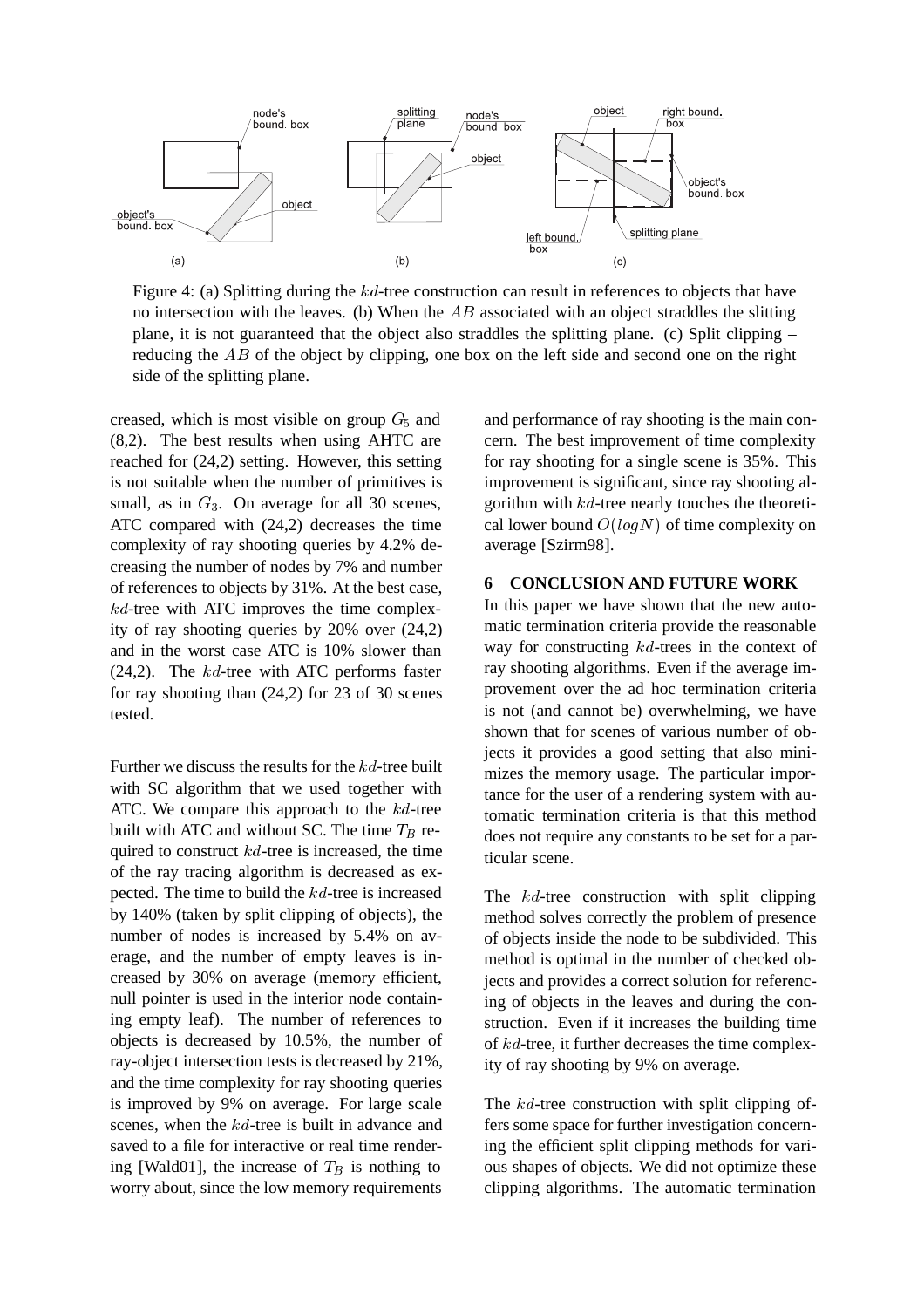Figure 4: (a) Splitting during the $kd$-tree construction can result in references to objects that have no intersection with the leaves. (b) When the $AB$ associated with an object straddles the slitting plane, it is not guaranteed that the object also straddles the splitting plane. (c) Split clipping – reducing the $AB$ of the object by clipping, one box on the left side and second one on the right side of the splitting plane.

creased, which is most visible on group $G_5$ and (8,2). The best results when using AHTC are reached for (24,2) setting. However, this setting is not suitable when the number of primitives is small, as in $G_3$. On average for all 30 scenes, ATC compared with (24,2) decreases the time complexity of ray shooting queries by 4.2% decreasing the number of nodes by 7% and number of references to objects by 31%. At the best case, $kd$-tree with ATC improves the time complexity of ray shooting queries by 20% over (24,2) and in the worst case ATC is 10% slower than (24,2). The $kd$-tree with ATC performs faster for ray shooting than (24,2) for 23 of 30 scenes tested.

Further we discuss the results for the $kd$-tree built with SC algorithm that we used together with ATC. We compare this approach to the $kd$-tree built with ATC and without SC. The time $T_B$ required to construct $kd$-tree is increased, the time of the ray tracing algorithm is decreased as expected. The time to build the $kd$-tree is increased by 140% (taken by split clipping of objects), the number of nodes is increased by 5.4% on average, and the number of empty leaves is increased by 30% on average (memory efficient, null pointer is used in the interior node containing empty leaf). The number of references to objects is decreased by 10.5%, the number of ray-object intersection tests is decreased by 21%, and the time complexity for ray shooting queries is improved by 9% on average. For large scale scenes, when the $kd$-tree is built in advance and saved to a file for interactive or real time rendering [Wald01], the increase of $T_B$ is nothing to worry about, since the low memory requirements and performance of ray shooting is the main concern. The best improvement of time complexity for ray shooting for a single scene is 35%. This improvement is significant, since ray shooting algorithm with $kd$-tree nearly touches the theoretical lower bound $O(logN)$ of time complexity on average [Szirm98].

## 6 CONCLUSION AND FUTURE WORK

In this paper we have shown that the new automatic termination criteria provide the reasonable way for constructing $kd$-trees in the context of ray shooting algorithms. Even if the average improvement over the ad hoc termination criteria is not (and cannot be) overwhelming, we have shown that for scenes of various number of objects it provides a good setting that also minimizes the memory usage. The particular importance for the user of a rendering system with automatic termination criteria is that this method does not require any constants to be set for a particular scene.

The $kd$-tree construction with split clipping method solves correctly the problem of presence of objects inside the node to be subdivided. This method is optimal in the number of checked objects and provides a correct solution for referencing of objects in the leaves and during the construction. Even if it increases the building time of $kd$-tree, it further decreases the time complexity of ray shooting by 9% on average.

The $kd$-tree construction with split clipping offers some space for further investigation concerning the efficient split clipping methods for various shapes of objects. We did not optimize these clipping algorithms. The automatic termination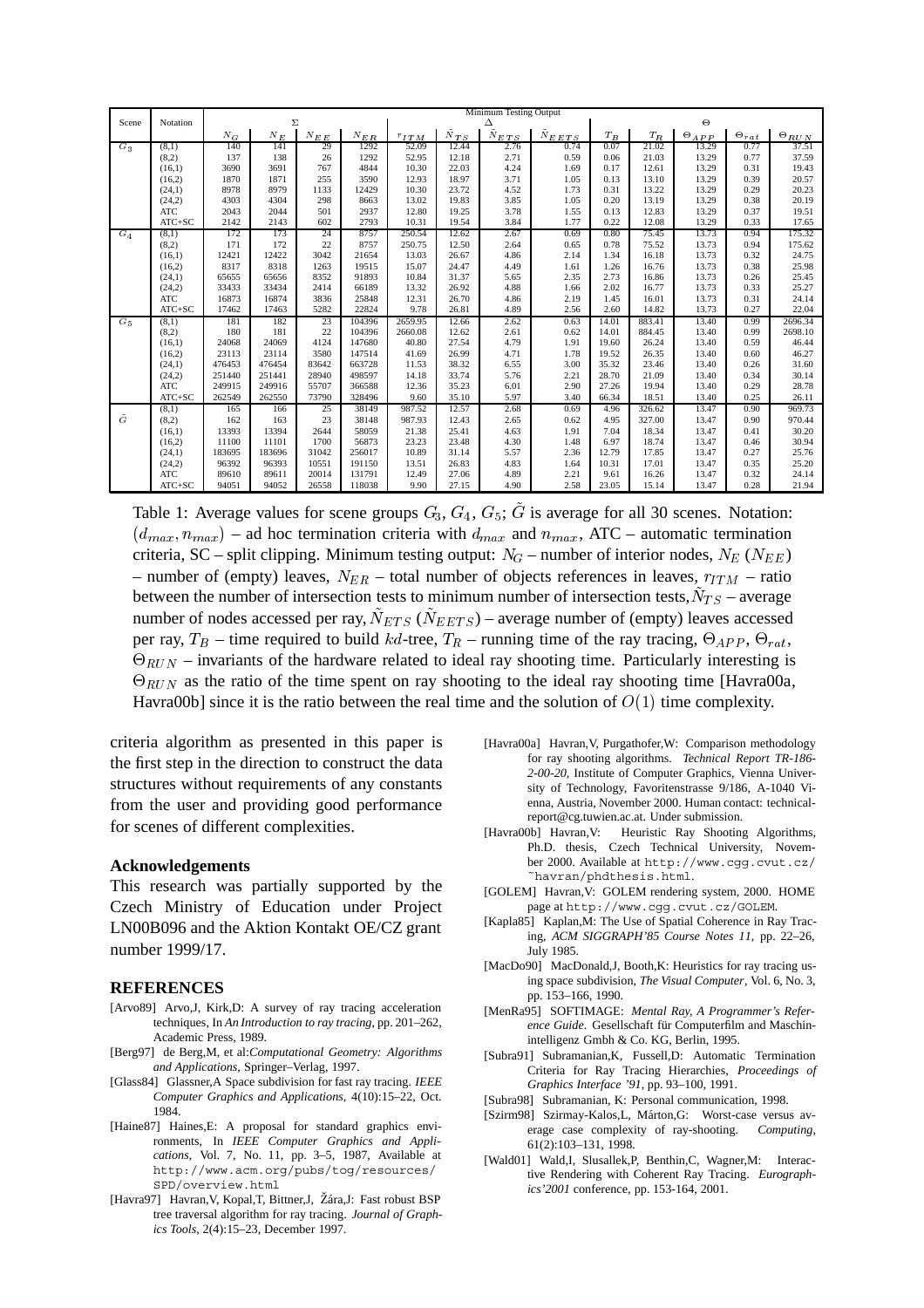| Scene | Notation | Minimum Testing Output | | | | | | | | | | | | |
|---|---|---|---|---|---|---|---|---|---|---|---|---|---|---|
| | | $\Sigma$ | | | | $\Delta$ | | | | $\Theta$ | | | | |
| | | $N_G$ | $N_E$ | $N_{EE}$ | $N_{ER}$ | $r_{ITM}$ | $\tilde{N}_{TS}$ | $\tilde{N}_{ETS}$ | $\tilde{N}_{EETS}$ | $T_B$ | $T_R$ | $\Theta_{APP}$ | $\Theta_{rat}$ | $\Theta_{RUN}$ |
| $G_3$ | (8,1) | 140 | 141 | 29 | 1292 | 52.09 | 12.44 | 2.76 | 0.74 | 0.07 | 21.02 | 13.29 | 0.77 | 37.51 |
| | (8,2) | 137 | 138 | 26 | 1292 | 52.95 | 12.18 | 2.71 | 0.59 | 0.06 | 21.03 | 13.29 | 0.77 | 37.59 |
| | (16,1) | 3690 | 3691 | 767 | 4844 | 10.30 | 22.03 | 4.24 | 1.69 | 0.17 | 12.61 | 13.29 | 0.31 | 19.43 |
| | (16,2) | 1870 | 1871 | 255 | 3590 | 12.93 | 18.97 | 3.71 | 1.05 | 0.13 | 13.10 | 13.29 | 0.39 | 20.57 |
| | (24,1) | 8978 | 8979 | 1133 | 12429 | 10.30 | 23.72 | 4.52 | 1.73 | 0.31 | 13.22 | 13.29 | 0.29 | 20.23 |
| | (24,2) | 4303 | 4304 | 298 | 8663 | 13.02 | 19.83 | 3.85 | 1.05 | 0.20 | 13.19 | 13.29 | 0.38 | 20.19 |
| | ATC | 2043 | 2044 | 501 | 2937 | 12.80 | 19.25 | 3.78 | 1.55 | 0.13 | 12.83 | 13.29 | 0.37 | 19.51 |
| | ATC+SC | 2142 | 2143 | 602 | 2793 | 10.31 | 19.54 | 3.84 | 1.77 | 0.22 | 12.08 | 13.29 | 0.33 | 17.65 |
| $G_4$ | (8,1) | 172 | 173 | 24 | 8757 | 250.54 | 12.62 | 2.67 | 0.69 | 0.80 | 75.45 | 13.73 | 0.94 | 175.32 |
| | (8,2) | 171 | 172 | 22 | 8757 | 250.75 | 12.50 | 2.64 | 0.65 | 0.78 | 75.52 | 13.73 | 0.94 | 175.62 |
| | (16,1) | 12421 | 12422 | 3042 | 21654 | 13.03 | 26.67 | 4.86 | 2.14 | 1.34 | 16.18 | 13.73 | 0.32 | 24.75 |
| | (16,2) | 8317 | 8318 | 1263 | 19515 | 15.07 | 24.47 | 4.49 | 1.61 | 1.26 | 16.76 | 13.73 | 0.38 | 25.98 |
| | (24,1) | 65655 | 65656 | 8352 | 91893 | 10.84 | 31.37 | 5.65 | 2.35 | 2.73 | 16.86 | 13.73 | 0.26 | 25.45 |
| | (24,2) | 33433 | 33434 | 2414 | 66189 | 13.32 | 26.92 | 4.88 | 1.66 | 2.02 | 16.77 | 13.73 | 0.33 | 25.27 |
| | ATC | 16873 | 16874 | 3836 | 25848 | 12.31 | 26.70 | 4.86 | 2.19 | 1.45 | 16.01 | 13.73 | 0.31 | 24.14 |
| | ATC+SC | 17462 | 17463 | 5282 | 22824 | 9.78 | 26.81 | 4.89 | 2.56 | 2.60 | 14.82 | 13.73 | 0.27 | 22.04 |
| $G_5$ | (8,1) | 181 | 182 | 23 | 104396 | 2659.95 | 12.66 | 2.62 | 0.63 | 14.01 | 883.41 | 13.40 | 0.99 | 2696.34 |
| | (8,2) | 180 | 181 | 22 | 104396 | 2660.08 | 12.62 | 2.61 | 0.62 | 14.01 | 884.45 | 13.40 | 0.99 | 2698.10 |
| | (16,1) | 24068 | 24069 | 4124 | 147680 | 40.80 | 27.54 | 4.79 | 1.91 | 19.60 | 26.24 | 13.40 | 0.59 | 46.44 |
| | (16,2) | 23113 | 23114 | 3580 | 147514 | 41.69 | 26.99 | 4.71 | 1.78 | 19.52 | 26.35 | 13.40 | 0.60 | 46.27 |
| | (24,1) | 476453 | 476454 | 83642 | 663728 | 11.53 | 38.32 | 6.55 | 3.00 | 35.32 | 23.46 | 13.40 | 0.26 | 31.60 |
| | (24,2) | 251440 | 251441 | 28940 | 498597 | 14.18 | 33.74 | 5.76 | 2.21 | 28.70 | 21.09 | 13.40 | 0.34 | 30.14 |
| | ATC | 249915 | 249916 | 55707 | 366588 | 12.36 | 35.23 | 6.01 | 2.90 | 27.26 | 19.94 | 13.40 | 0.29 | 28.78 |
| | ATC+SC | 262549 | 262550 | 73790 | 328496 | 9.60 | 35.10 | 5.97 | 3.40 | 66.34 | 18.51 | 13.40 | 0.25 | 26.11 |
| $\tilde{G}$ | (8,1) | 165 | 166 | 25 | 38149 | 987.52 | 12.57 | 2.68 | 0.69 | 4.96 | 326.62 | 13.47 | 0.90 | 969.73 |
| | (8,2) | 162 | 163 | 23 | 38148 | 987.93 | 12.43 | 2.65 | 0.62 | 4.95 | 327.00 | 13.47 | 0.90 | 970.44 |
| | (16,1) | 13393 | 13394 | 2644 | 58059 | 21.38 | 25.41 | 4.63 | 1.91 | 7.04 | 18.34 | 13.47 | 0.41 | 30.20 |
| | (16,2) | 11100 | 11101 | 1700 | 56873 | 23.23 | 23.48 | 4.30 | 1.48 | 6.97 | 18.74 | 13.47 | 0.46 | 30.94 |
| | (24,1) | 183695 | 183696 | 31042 | 256017 | 10.89 | 31.14 | 5.57 | 2.36 | 12.79 | 17.85 | 13.47 | 0.27 | 25.76 |
| | (24,2) | 96392 | 96393 | 10551 | 191150 | 13.51 | 26.83 | 4.83 | 1.64 | 10.31 | 17.01 | 13.47 | 0.35 | 25.20 |
| | ATC | 89610 | 89611 | 20014 | 131791 | 12.49 | 27.06 | 4.89 | 2.21 | 9.61 | 16.26 | 13.47 | 0.32 | 24.14 |
| | ATC+SC | 94051 | 94052 | 26558 | 118038 | 9.90 | 27.15 | 4.90 | 2.58 | 23.05 | 15.14 | 13.47 | 0.28 | 21.94 |

Table 1: Average values for scene groups $G_3$, $G_4$, $G_5$; $\tilde{G}$ is average for all 30 scenes. Notation: $(d_{max}, n_{max})$ – ad hoc termination criteria with $d_{max}$ and $n_{max}$, ATC – automatic termination criteria, SC – split clipping. Minimum testing output: $N_G$ – number of interior nodes, $N_E$ ($N_{EE}$) – number of (empty) leaves, $N_{ER}$ – total number of objects references in leaves, $r_{ITM}$ – ratio between the number of intersection tests to minimum number of intersection tests, $\tilde{N}_{TS}$ – average number of nodes accessed per ray, $\tilde{N}_{ETS}$ ($\tilde{N}_{EETS}$) – average number of (empty) leaves accessed per ray, $T_B$ – time required to build $kd$-tree, $T_R$ – running time of the ray tracing, $\Theta_{APP}$, $\Theta_{rat}$, $\Theta_{RUN}$ – invariants of the hardware related to ideal ray shooting time. Particularly interesting is $\Theta_{RUN}$ as the ratio of the time spent on ray shooting to the ideal ray shooting time [Havra00a, Havra00b] since it is the ratio between the real time and the solution of $O(1)$ time complexity.

criteria algorithm as presented in this paper is the first step in the direction to construct the data structures without requirements of any constants from the user and providing good performance for scenes of different complexities.

## Acknowledgements

This research was partially supported by the Czech Ministry of Education under Project LN00B096 and the Aktion Kontakt OE/CZ grant number 1999/17.

## REFERENCES

[Arvo89] Arvo,J, Kirk,D: A survey of ray tracing acceleration techniques, In *An Introduction to ray tracing*, pp. 201–262, Academic Press, 1989.

[Berg97] de Berg,M, et al:*Computational Geometry: Algorithms and Applications*, Springer–Verlag, 1997.

[Glass84] Glassner,A Space subdivision for fast ray tracing. *IEEE Computer Graphics and Applications*, 4(10):15–22, Oct. 1984.

[Haine87] Haines,E: A proposal for standard graphics environments, In *IEEE Computer Graphics and Applications*, Vol. 7, No. 11, pp. 3–5, 1987, Available at http://www.acm.org/pubs/tog/resources/SPD/overview.html

[Havra97] Havran,V, Kopal,T, Bittner,J, Žára,J: Fast robust BSP tree traversal algorithm for ray tracing. *Journal of Graphics Tools*, 2(4):15–23, December 1997.

[Havra00a] Havran,V, Purgathofer,W: Comparison methodology for ray shooting algorithms. *Technical Report TR-186-2-00-20*, Institute of Computer Graphics, Vienna University of Technology, Favoritenstrasse 9/186, A-1040 Vienna, Austria, November 2000. Human contact: technical-report@cg.tuwien.ac.at. Under submission.

[Havra00b] Havran,V: Heuristic Ray Shooting Algorithms, Ph.D. thesis, Czech Technical University, November 2000. Available at http://www.cgg.cvut.cz/~havran/phdthesis.html.

[GOLEM] Havran,V: GOLEM rendering system, 2000. HOME page at http://www.cgg.cvut.cz/GOLEM.

[Kapla85] Kaplan,M: The Use of Spatial Coherence in Ray Tracing, *ACM SIGGRAPH'85 Course Notes 11*, pp. 22–26, July 1985.

[MacDo90] MacDonald,J, Booth,K: Heuristics for ray tracing using space subdivision, *The Visual Computer*, Vol. 6, No. 3, pp. 153–166, 1990.

[MenRa95] SOFTIMAGE: *Mental Ray, A Programmer's Reference Guide*. Gesellschaft für Computerfilm and Maschinintelligenz Gmbh & Co. KG, Berlin, 1995.

[Subra91] Subramanian,K, Fussell,D: Automatic Termination Criteria for Ray Tracing Hierarchies, *Proceedings of Graphics Interface '91*, pp. 93–100, 1991.

[Subra98] Subramanian, K: Personal communication, 1998.

[Szirm98] Szirmay-Kalos,L, Márton,G: Worst-case versus average case complexity of ray-shooting. *Computing*, 61(2):103–131, 1998.

[Wald01] Wald,I, Slusallek,P, Benthin,C, Wagner,M: Interactive Rendering with Coherent Ray Tracing. *Eurographics'2001* conference, pp. 153-164, 2001.